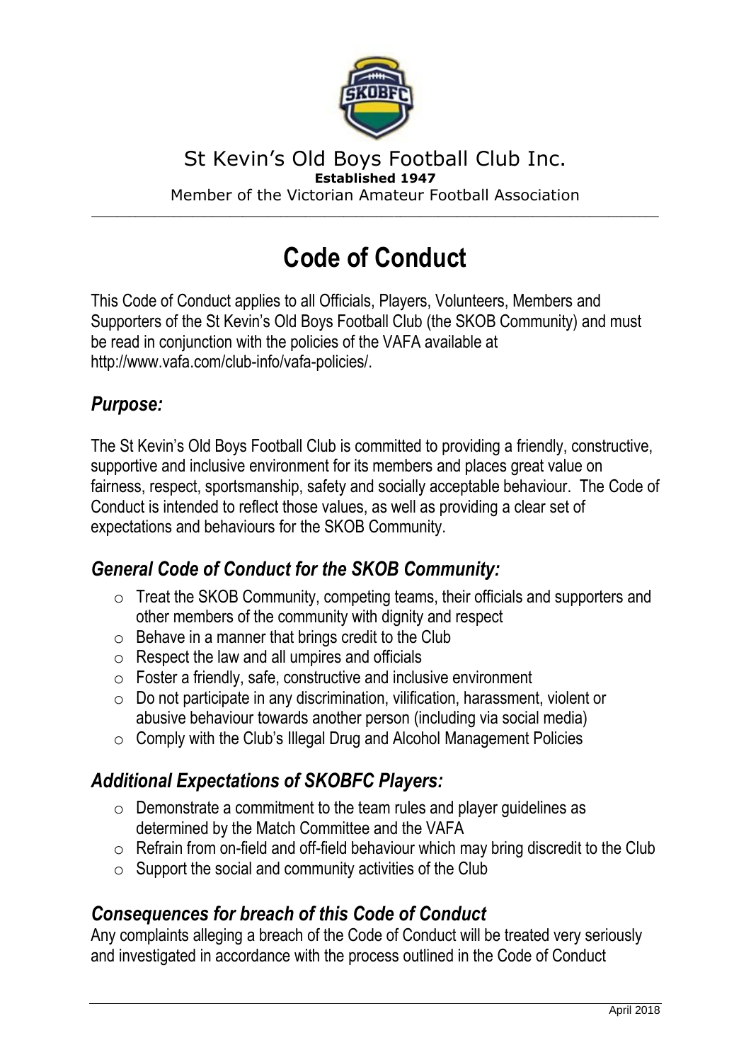St Kevin's Old Boys Football Club Inc.

**Established 1947**

Member of the Victorian Amateur Football Association

# Code of Conduct

This Code of Conduct applies to all Officials, Players, Volunteers, Members and Supporters of the St Kevin's Old Boys Football Club (the SKOB Community) and must be read in conjunction with the policies of the VAFA available at http://www.vafa.com/club-info/vafa-policies/.

## *Purpose:*

The St Kevin's Old Boys Football Club is committed to providing a friendly, constructive, supportive and inclusive environment for its members and places great value on fairness, respect, sportsmanship, safety and socially acceptable behaviour. The Code of Conduct is intended to reflect those values, as well as providing a clear set of expectations and behaviours for the SKOB Community.

## *General Code of Conduct for the SKOB Community:*

- Treat the SKOB Community, competing teams, their officials and supporters and other members of the community with dignity and respect
- Behave in a manner that brings credit to the Club
- Respect the law and all umpires and officials
- Foster a friendly, safe, constructive and inclusive environment
- Do not participate in any discrimination, vilification, harassment, violent or abusive behaviour towards another person (including via social media)
- Comply with the Club's Illegal Drug and Alcohol Management Policies

## *Additional Expectations of SKOBFC Players:*

- Demonstrate a commitment to the team rules and player guidelines as determined by the Match Committee and the VAFA
- Refrain from on-field and off-field behaviour which may bring discredit to the Club
- Support the social and community activities of the Club

## *Consequences for breach of this Code of Conduct*

Any complaints alleging a breach of the Code of Conduct will be treated very seriously and investigated in accordance with the process outlined in the Code of Conduct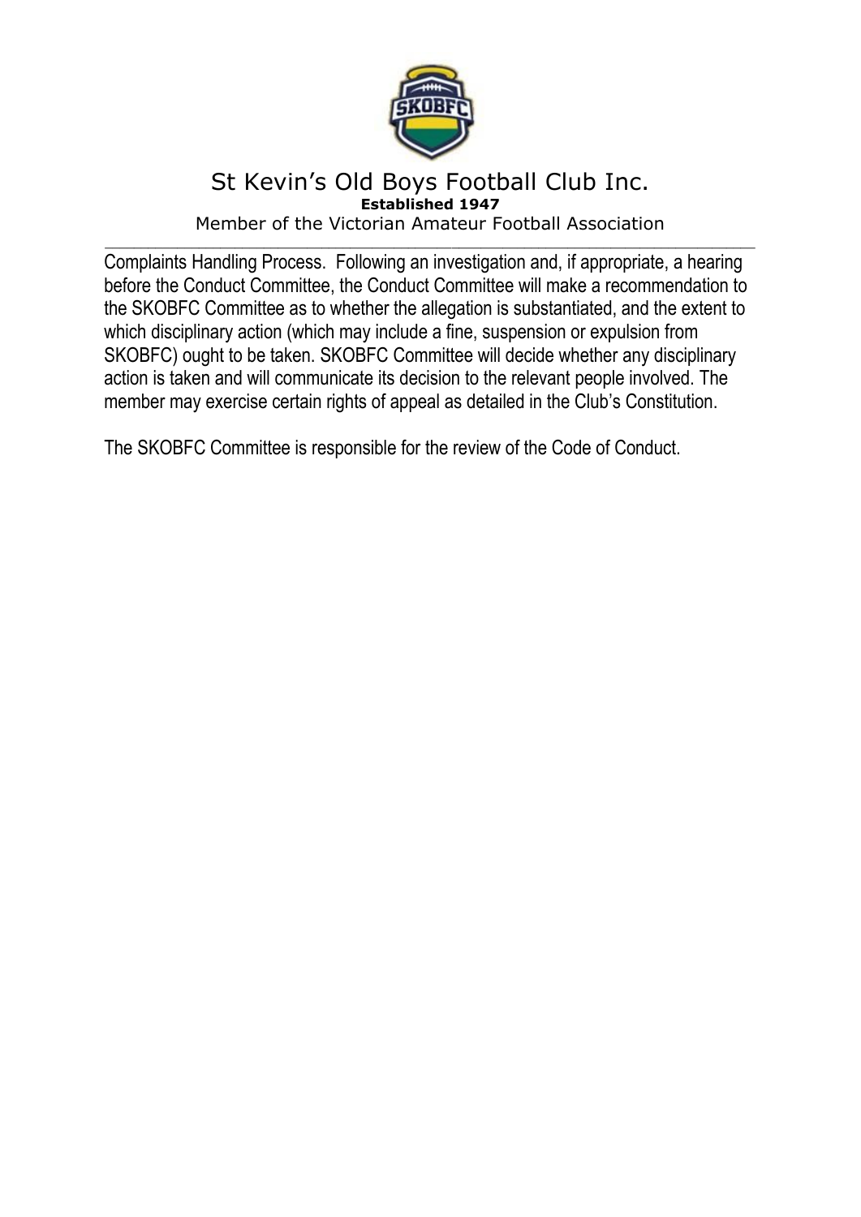Complaints Handling Process. Following an investigation and, if appropriate, a hearing before the Conduct Committee, the Conduct Committee will make a recommendation to the SKOBFC Committee as to whether the allegation is substantiated, and the extent to which disciplinary action (which may include a fine, suspension or expulsion from SKOBFC) ought to be taken. SKOBFC Committee will decide whether any disciplinary action is taken and will communicate its decision to the relevant people involved. The member may exercise certain rights of appeal as detailed in the Club's Constitution.

The SKOBFC Committee is responsible for the review of the Code of Conduct.